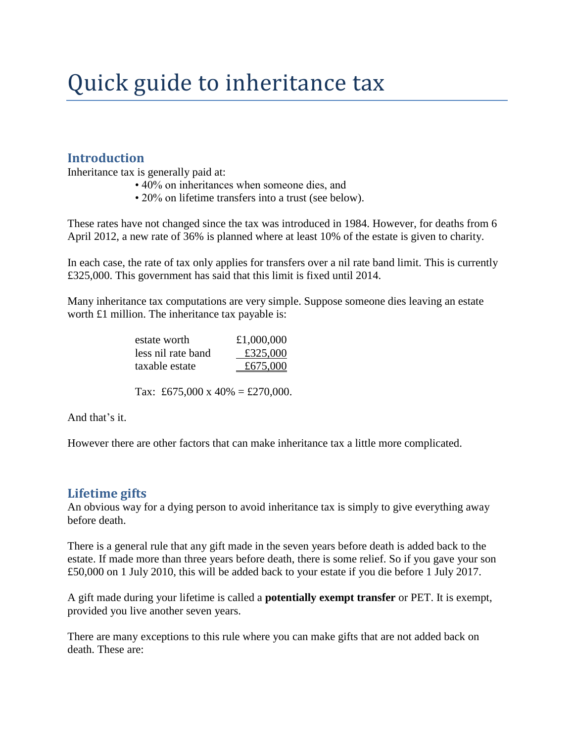# Quick guide to inheritance tax

## Introduction

Inheritance tax is generally paid at:

- 40% on inheritances when someone dies, and
- 20% on lifetime transfers into a trust (see below).

These rates have not changed since the tax was introduced in 1984. However, for deaths from 6 April 2012, a new rate of 36% is planned where at least 10% of the estate is given to charity.

In each case, the rate of tax only applies for transfers over a nil rate band limit. This is currently £325,000. This government has said that this limit is fixed until 2014.

Many inheritance tax computations are very simple. Suppose someone dies leaving an estate worth £1 million. The inheritance tax payable is:

| | |
|---|---|
| estate worth | £1,000,000 |
| less nil rate band | £325,000 |
| taxable estate | £675,000 |

Tax: £675,000 x 40% = £270,000.

And that's it.

However there are other factors that can make inheritance tax a little more complicated.

## Lifetime gifts

An obvious way for a dying person to avoid inheritance tax is simply to give everything away before death.

There is a general rule that any gift made in the seven years before death is added back to the estate. If made more than three years before death, there is some relief. So if you gave your son £50,000 on 1 July 2010, this will be added back to your estate if you die before 1 July 2017.

A gift made during your lifetime is called a **potentially exempt transfer** or PET. It is exempt, provided you live another seven years.

There are many exceptions to this rule where you can make gifts that are not added back on death. These are: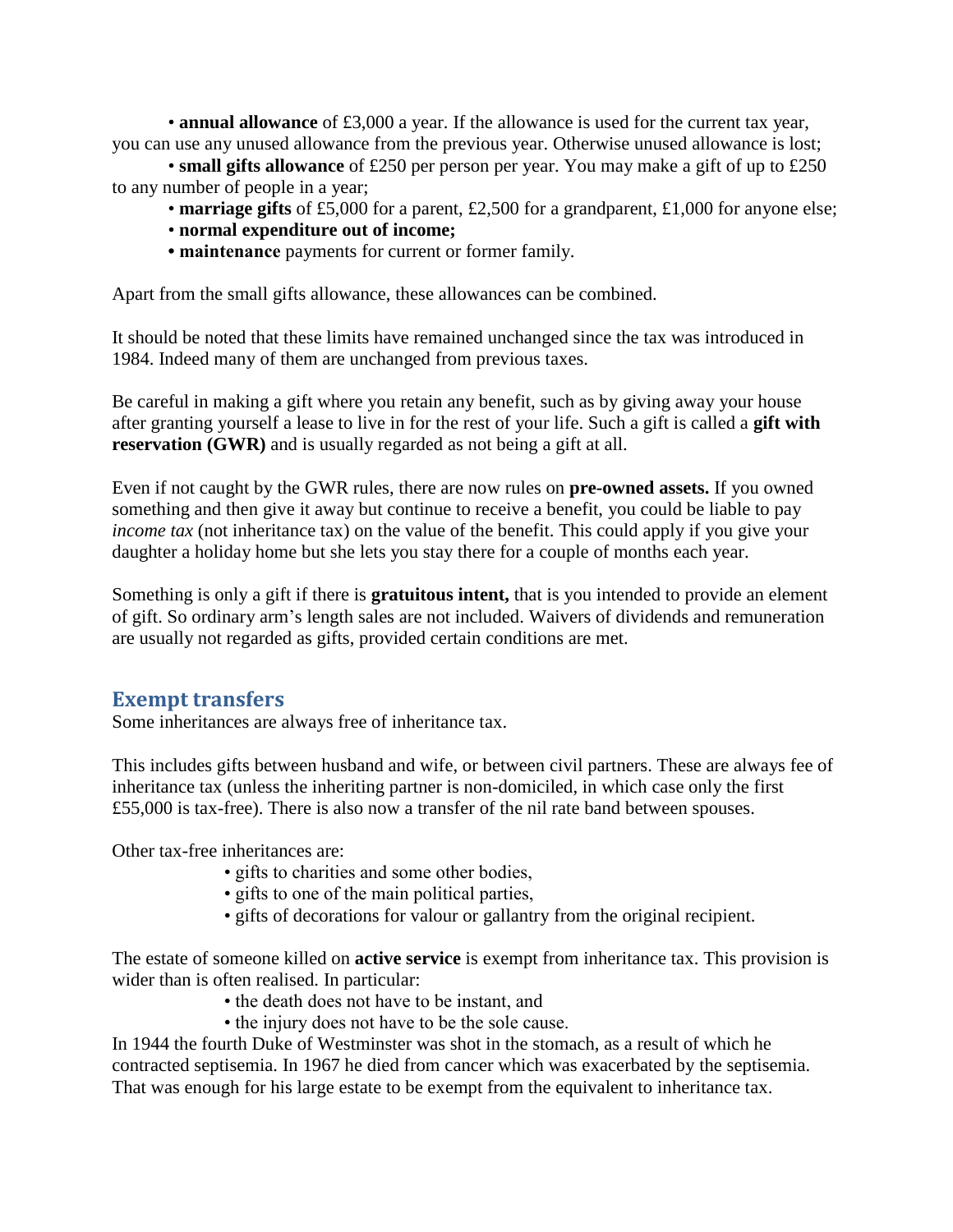- **annual allowance** of £3,000 a year. If the allowance is used for the current tax year, you can use any unused allowance from the previous year. Otherwise unused allowance is lost;
- **small gifts allowance** of £250 per person per year. You may make a gift of up to £250 to any number of people in a year;
- **marriage gifts** of £5,000 for a parent, £2,500 for a grandparent, £1,000 for anyone else;
- **normal expenditure out of income;**
- **maintenance** payments for current or former family.

Apart from the small gifts allowance, these allowances can be combined.

It should be noted that these limits have remained unchanged since the tax was introduced in 1984. Indeed many of them are unchanged from previous taxes.

Be careful in making a gift where you retain any benefit, such as by giving away your house after granting yourself a lease to live in for the rest of your life. Such a gift is called a **gift with reservation (GWR)** and is usually regarded as not being a gift at all.

Even if not caught by the GWR rules, there are now rules on **pre-owned assets.** If you owned something and then give it away but continue to receive a benefit, you could be liable to pay *income tax* (not inheritance tax) on the value of the benefit. This could apply if you give your daughter a holiday home but she lets you stay there for a couple of months each year.

Something is only a gift if there is **gratuitous intent,** that is you intended to provide an element of gift. So ordinary arm's length sales are not included. Waivers of dividends and remuneration are usually not regarded as gifts, provided certain conditions are met.

## Exempt transfers

Some inheritances are always free of inheritance tax.

This includes gifts between husband and wife, or between civil partners. These are always fee of inheritance tax (unless the inheriting partner is non-domiciled, in which case only the first £55,000 is tax-free). There is also now a transfer of the nil rate band between spouses.

Other tax-free inheritances are:

- gifts to charities and some other bodies,
- gifts to one of the main political parties,
- gifts of decorations for valour or gallantry from the original recipient.

The estate of someone killed on **active service** is exempt from inheritance tax. This provision is wider than is often realised. In particular:

- the death does not have to be instant, and
- the injury does not have to be the sole cause.

In 1944 the fourth Duke of Westminster was shot in the stomach, as a result of which he contracted septisemia. In 1967 he died from cancer which was exacerbated by the septisemia. That was enough for his large estate to be exempt from the equivalent to inheritance tax.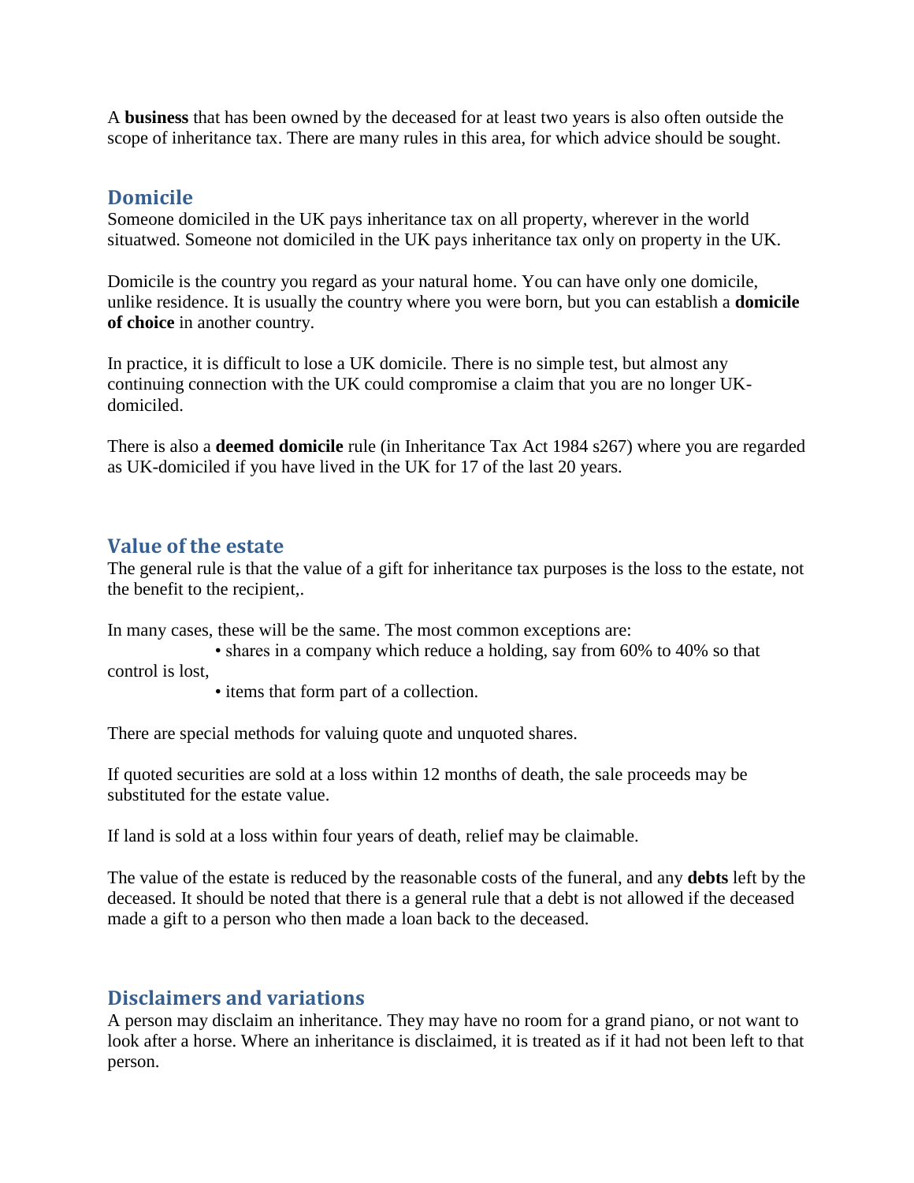A **business** that has been owned by the deceased for at least two years is also often outside the scope of inheritance tax. There are many rules in this area, for which advice should be sought.

## Domicile

Someone domiciled in the UK pays inheritance tax on all property, wherever in the world situatwed. Someone not domiciled in the UK pays inheritance tax only on property in the UK.

Domicile is the country you regard as your natural home. You can have only one domicile, unlike residence. It is usually the country where you were born, but you can establish a **domicile of choice** in another country.

In practice, it is difficult to lose a UK domicile. There is no simple test, but almost any continuing connection with the UK could compromise a claim that you are no longer UK-domiciled.

There is also a **deemed domicile** rule (in Inheritance Tax Act 1984 s267) where you are regarded as UK-domiciled if you have lived in the UK for 17 of the last 20 years.

## Value of the estate

The general rule is that the value of a gift for inheritance tax purposes is the loss to the estate, not the benefit to the recipient,.

In many cases, these will be the same. The most common exceptions are:

- shares in a company which reduce a holding, say from 60% to 40% so that control is lost,
- items that form part of a collection.

There are special methods for valuing quote and unquoted shares.

If quoted securities are sold at a loss within 12 months of death, the sale proceeds may be substituted for the estate value.

If land is sold at a loss within four years of death, relief may be claimable.

The value of the estate is reduced by the reasonable costs of the funeral, and any **debts** left by the deceased. It should be noted that there is a general rule that a debt is not allowed if the deceased made a gift to a person who then made a loan back to the deceased.

## Disclaimers and variations

A person may disclaim an inheritance. They may have no room for a grand piano, or not want to look after a horse. Where an inheritance is disclaimed, it is treated as if it had not been left to that person.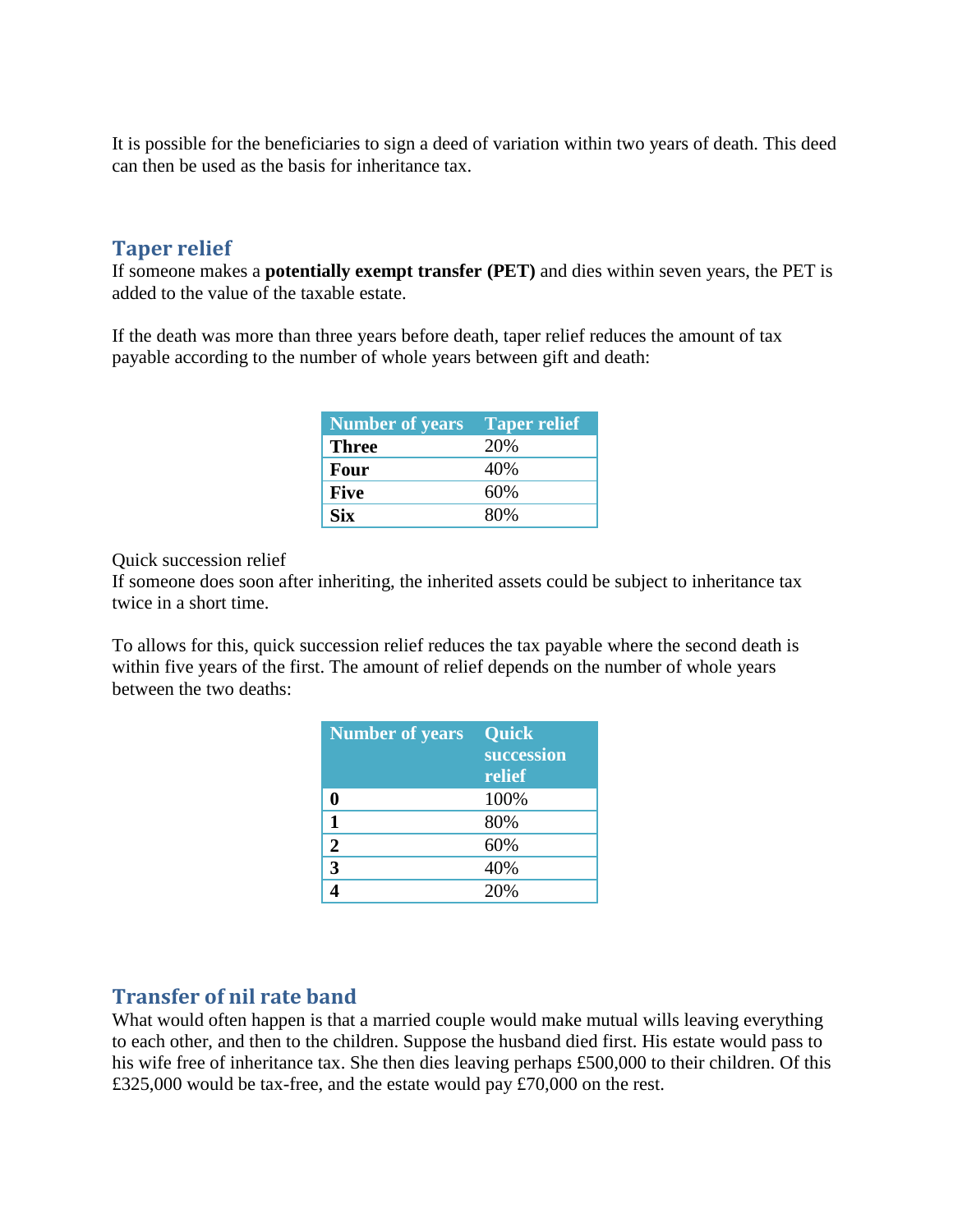It is possible for the beneficiaries to sign a deed of variation within two years of death. This deed can then be used as the basis for inheritance tax.

## Taper relief

If someone makes a **potentially exempt transfer (PET)** and dies within seven years, the PET is added to the value of the taxable estate.

If the death was more than three years before death, taper relief reduces the amount of tax payable according to the number of whole years between gift and death:

| Number of years | Taper relief |
|---|---|
| **Three** | 20% |
| **Four** | 40% |
| **Five** | 60% |
| **Six** | 80% |

Quick succession relief

If someone does soon after inheriting, the inherited assets could be subject to inheritance tax twice in a short time.

To allows for this, quick succession relief reduces the tax payable where the second death is within five years of the first. The amount of relief depends on the number of whole years between the two deaths:

| Number of years | Quick succession relief |
|---|---|
| **0** | 100% |
| **1** | 80% |
| **2** | 60% |
| **3** | 40% |
| **4** | 20% |

## Transfer of nil rate band

What would often happen is that a married couple would make mutual wills leaving everything to each other, and then to the children. Suppose the husband died first. His estate would pass to his wife free of inheritance tax. She then dies leaving perhaps £500,000 to their children. Of this £325,000 would be tax-free, and the estate would pay £70,000 on the rest.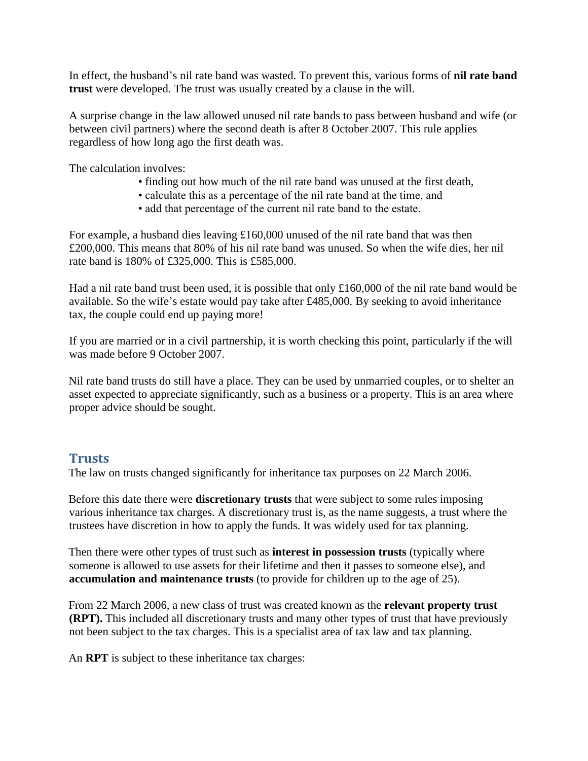In effect, the husband's nil rate band was wasted. To prevent this, various forms of **nil rate band trust** were developed. The trust was usually created by a clause in the will.

A surprise change in the law allowed unused nil rate bands to pass between husband and wife (or between civil partners) where the second death is after 8 October 2007. This rule applies regardless of how long ago the first death was.

The calculation involves:

- finding out how much of the nil rate band was unused at the first death,
- calculate this as a percentage of the nil rate band at the time, and
- add that percentage of the current nil rate band to the estate.

For example, a husband dies leaving £160,000 unused of the nil rate band that was then £200,000. This means that 80% of his nil rate band was unused. So when the wife dies, her nil rate band is 180% of £325,000. This is £585,000.

Had a nil rate band trust been used, it is possible that only £160,000 of the nil rate band would be available. So the wife's estate would pay take after £485,000. By seeking to avoid inheritance tax, the couple could end up paying more!

If you are married or in a civil partnership, it is worth checking this point, particularly if the will was made before 9 October 2007.

Nil rate band trusts do still have a place. They can be used by unmarried couples, or to shelter an asset expected to appreciate significantly, such as a business or a property. This is an area where proper advice should be sought.

## Trusts

The law on trusts changed significantly for inheritance tax purposes on 22 March 2006.

Before this date there were **discretionary trusts** that were subject to some rules imposing various inheritance tax charges. A discretionary trust is, as the name suggests, a trust where the trustees have discretion in how to apply the funds. It was widely used for tax planning.

Then there were other types of trust such as **interest in possession trusts** (typically where someone is allowed to use assets for their lifetime and then it passes to someone else), and **accumulation and maintenance trusts** (to provide for children up to the age of 25).

From 22 March 2006, a new class of trust was created known as the **relevant property trust (RPT).** This included all discretionary trusts and many other types of trust that have previously not been subject to the tax charges. This is a specialist area of tax law and tax planning.

An **RPT** is subject to these inheritance tax charges: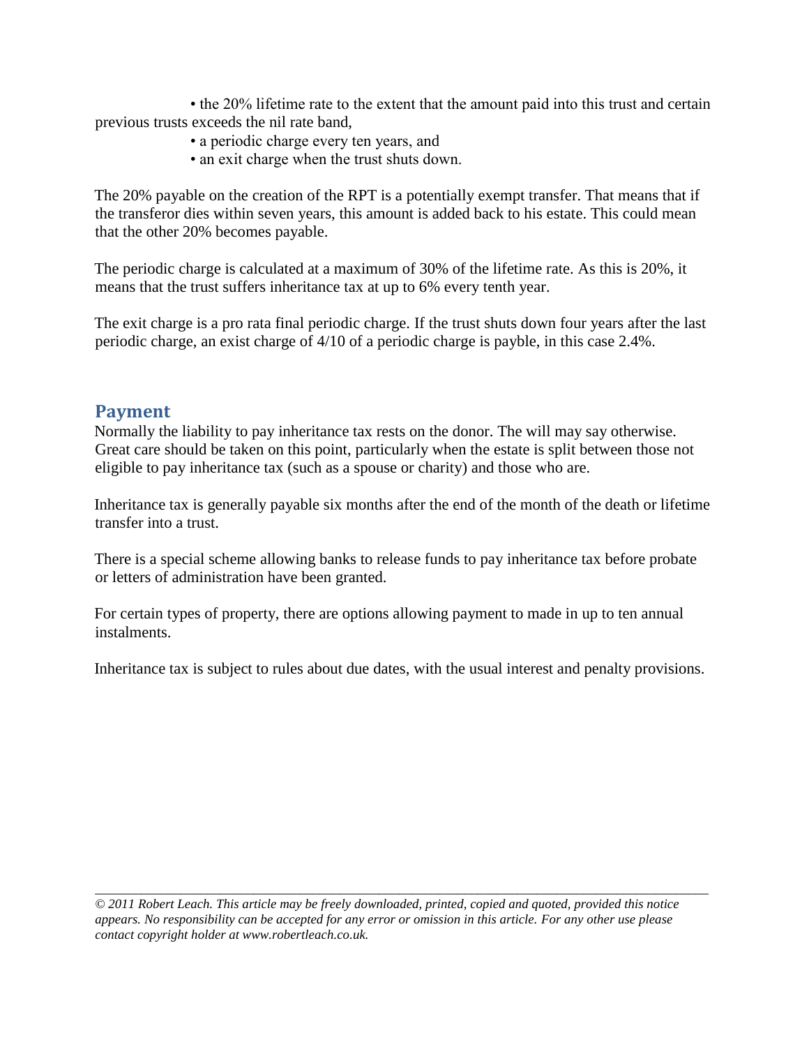- the 20% lifetime rate to the extent that the amount paid into this trust and certain previous trusts exceeds the nil rate band,
- a periodic charge every ten years, and
- an exit charge when the trust shuts down.

The 20% payable on the creation of the RPT is a potentially exempt transfer. That means that if the transferor dies within seven years, this amount is added back to his estate. This could mean that the other 20% becomes payable.

The periodic charge is calculated at a maximum of 30% of the lifetime rate. As this is 20%, it means that the trust suffers inheritance tax at up to 6% every tenth year.

The exit charge is a pro rata final periodic charge. If the trust shuts down four years after the last periodic charge, an exist charge of 4/10 of a periodic charge is payble, in this case 2.4%.

## Payment

Normally the liability to pay inheritance tax rests on the donor. The will may say otherwise. Great care should be taken on this point, particularly when the estate is split between those not eligible to pay inheritance tax (such as a spouse or charity) and those who are.

Inheritance tax is generally payable six months after the end of the month of the death or lifetime transfer into a trust.

There is a special scheme allowing banks to release funds to pay inheritance tax before probate or letters of administration have been granted.

For certain types of property, there are options allowing payment to made in up to ten annual instalments.

Inheritance tax is subject to rules about due dates, with the usual interest and penalty provisions.

---

*© 2011 Robert Leach. This article may be freely downloaded, printed, copied and quoted, provided this notice appears. No responsibility can be accepted for any error or omission in this article. For any other use please contact copyright holder at www.robertleach.co.uk.*